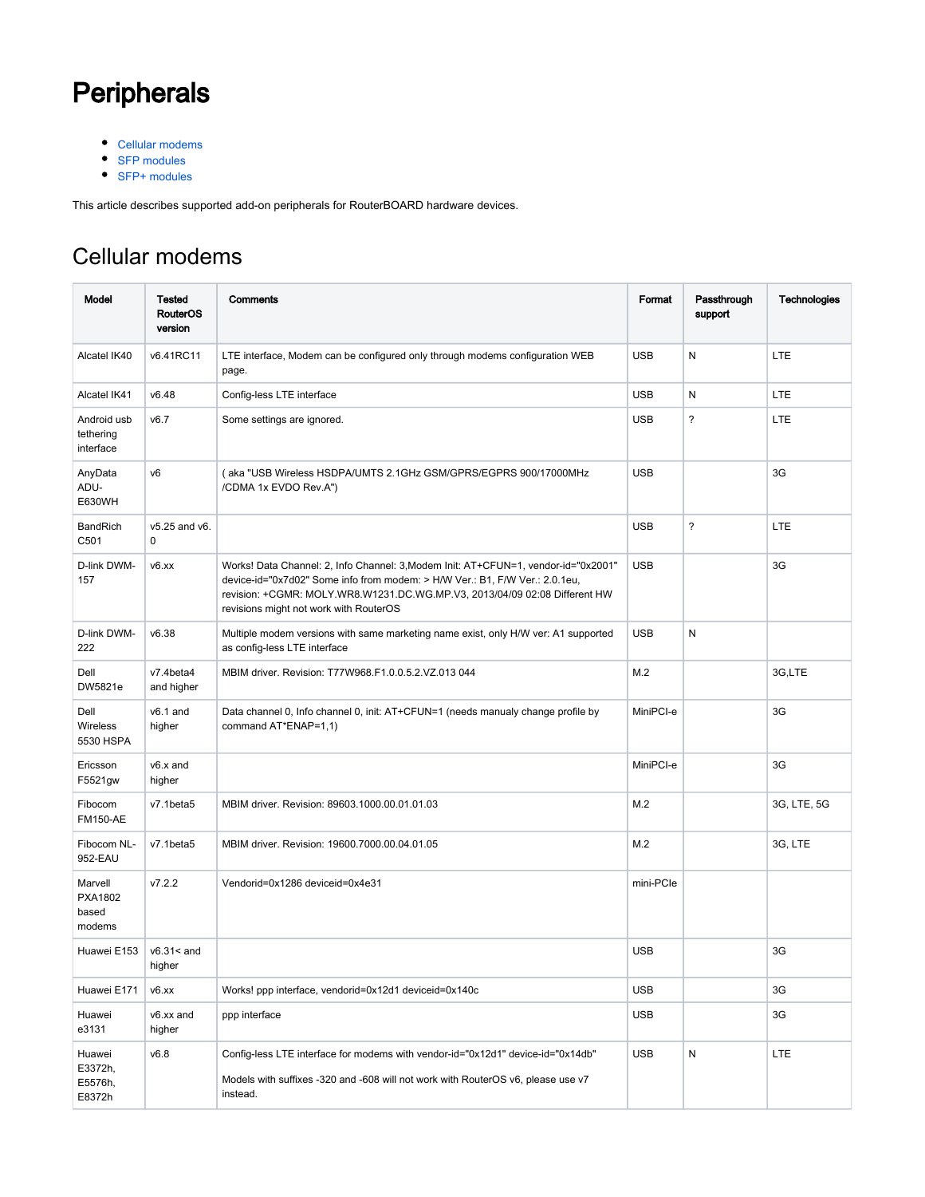# Peripherals

- Cellular modems
- SFP modules
- SFP+ modules

This article describes supported add-on peripherals for RouterBOARD hardware devices.

## Cellular modems

| Model | Tested RouterOS version | Comments | Format | Passthrough support | Technologies |
|---|---|---|---|---|---|
| Alcatel IK40 | v6.41RC11 | LTE interface, Modem can be configured only through modems configuration WEB page. | USB | N | LTE |
| Alcatel IK41 | v6.48 | Config-less LTE interface | USB | N | LTE |
| Android usb tethering interface | v6.7 | Some settings are ignored. | USB | ? | LTE |
| AnyData ADU-E630WH | v6 | ( aka "USB Wireless HSDPA/UMTS 2.1GHz GSM/GPRS/EGPRS 900/17000MHz /CDMA 1x EVDO Rev.A") | USB | | 3G |
| BandRich C501 | v5.25 and v6.0 | | USB | ? | LTE |
| D-link DWM-157 | v6.xx | Works! Data Channel: 2, Info Channel: 3,Modem Init: AT+CFUN=1, vendor-id="0x2001" device-id="0x7d02" Some info from modem: > H/W Ver.: B1, F/W Ver.: 2.0.1eu, revision: +CGMR: MOLY.WR8.W1231.DC.WG.MP.V3, 2013/04/09 02:08 Different HW revisions might not work with RouterOS | USB | | 3G |
| D-link DWM-222 | v6.38 | Multiple modem versions with same marketing name exist, only H/W ver: A1 supported as config-less LTE interface | USB | N | |
| Dell DW5821e | v7.4beta4 and higher | MBIM driver. Revision: T77W968.F1.0.0.5.2.VZ.013 044 | M.2 | | 3G,LTE |
| Dell Wireless 5530 HSPA | v6.1 and higher | Data channel 0, Info channel 0, init: AT+CFUN=1 (needs manualy change profile by command AT*ENAP=1,1) | MiniPCI-e | | 3G |
| Ericsson F5521gw | v6.x and higher | | MiniPCI-e | | 3G |
| Fibocom FM150-AE | v7.1beta5 | MBIM driver. Revision: 89603.1000.00.01.01.03 | M.2 | | 3G, LTE, 5G |
| Fibocom NL-952-EAU | v7.1beta5 | MBIM driver. Revision: 19600.7000.00.04.01.05 | M.2 | | 3G, LTE |
| Marvell PXA1802 based modems | v7.2.2 | Vendorid=0x1286 deviceid=0x4e31 | mini-PCIe | | |
| Huawei E153 | v6.31< and higher | | USB | | 3G |
| Huawei E171 | v6.xx | Works! ppp interface, vendorid=0x12d1 deviceid=0x140c | USB | | 3G |
| Huawei e3131 | v6.xx and higher | ppp interface | USB | | 3G |
| Huawei E3372h, E5576h, E8372h | v6.8 | Config-less LTE interface for modems with vendor-id="0x12d1" device-id="0x14db"<br><br>Models with suffixes -320 and -608 will not work with RouterOS v6, please use v7 instead. | USB | N | LTE |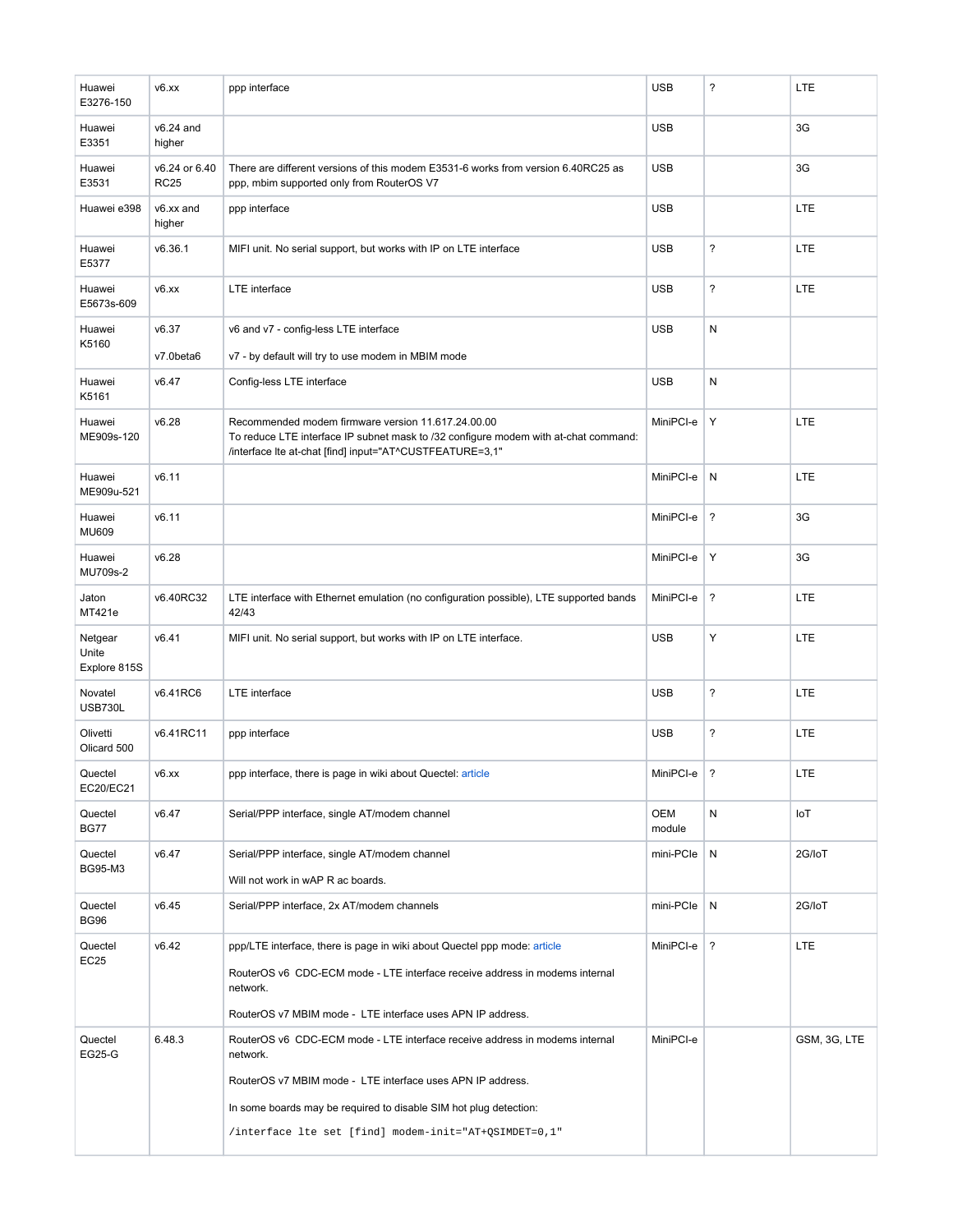| | | | | | |
|---|---|---|---|---|---|
| Huawei E3276-150 | v6.xx | ppp interface | USB | ? | LTE |
| Huawei E3351 | v6.24 and higher | | USB | | 3G |
| Huawei E3531 | v6.24 or 6.40 RC25 | There are different versions of this modem E3531-6 works from version 6.40RC25 as ppp, mbim supported only from RouterOS V7 | USB | | 3G |
| Huawei e398 | v6.xx and higher | ppp interface | USB | | LTE |
| Huawei E5377 | v6.36.1 | MIFI unit. No serial support, but works with IP on LTE interface | USB | ? | LTE |
| Huawei E5673s-609 | v6.xx | LTE interface | USB | ? | LTE |
| Huawei K5160 | v6.37<br><br>v7.0beta6 | v6 and v7 - config-less LTE interface<br><br>v7 - by default will try to use modem in MBIM mode | USB | N | |
| Huawei K5161 | v6.47 | Config-less LTE interface | USB | N | |
| Huawei ME909s-120 | v6.28 | Recommended modem firmware version 11.617.24.00.00<br>To reduce LTE interface IP subnet mask to /32 configure modem with at-chat command: /interface lte at-chat [find] input="AT^CUSTFEATURE=3,1" | MiniPCI-e | Y | LTE |
| Huawei ME909u-521 | v6.11 | | MiniPCI-e | N | LTE |
| Huawei MU609 | v6.11 | | MiniPCI-e | ? | 3G |
| Huawei MU709s-2 | v6.28 | | MiniPCI-e | Y | 3G |
| Jaton MT421e | v6.40RC32 | LTE interface with Ethernet emulation (no configuration possible), LTE supported bands 42/43 | MiniPCI-e | ? | LTE |
| Netgear Unite Explore 815S | v6.41 | MIFI unit. No serial support, but works with IP on LTE interface. | USB | Y | LTE |
| Novatel USB730L | v6.41RC6 | LTE interface | USB | ? | LTE |
| Olivetti Olicard 500 | v6.41RC11 | ppp interface | USB | ? | LTE |
| Quectel EC20/EC21 | v6.xx | ppp interface, there is page in wiki about Quectel: article | MiniPCI-e | ? | LTE |
| Quectel BG77 | v6.47 | Serial/PPP interface, single AT/modem channel | OEM module | N | IoT |
| Quectel BG95-M3 | v6.47 | Serial/PPP interface, single AT/modem channel<br><br>Will not work in wAP R ac boards. | mini-PCIe | N | 2G/IoT |
| Quectel BG96 | v6.45 | Serial/PPP interface, 2x AT/modem channels | mini-PCIe | N | 2G/IoT |
| Quectel EC25 | v6.42 | ppp/LTE interface, there is page in wiki about Quectel ppp mode: article<br><br>RouterOS v6 CDC-ECM mode - LTE interface receive address in modems internal network.<br><br>RouterOS v7 MBIM mode - LTE interface uses APN IP address. | MiniPCI-e | ? | LTE |
| Quectel EG25-G | 6.48.3 | RouterOS v6 CDC-ECM mode - LTE interface receive address in modems internal network.<br><br>RouterOS v7 MBIM mode - LTE interface uses APN IP address.<br><br>In some boards may be required to disable SIM hot plug detection:<br><br>`/interface lte set [find] modem-init="AT+QSIMDET=0,1"` | MiniPCI-e | | GSM, 3G, LTE |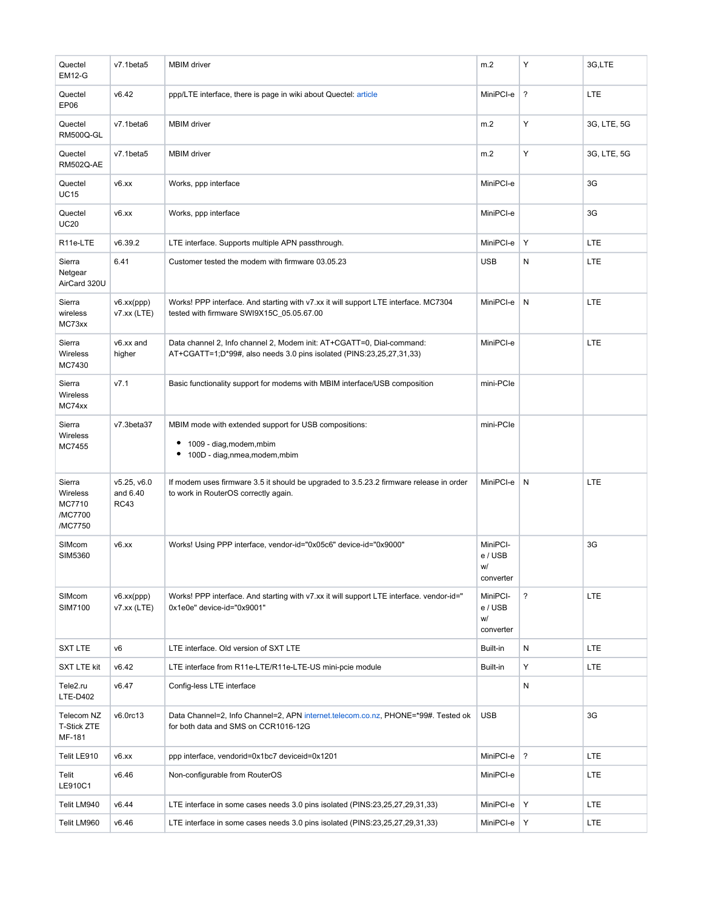| Quectel EM12-G | v7.1beta5 | MBIM driver | m.2 | Y | 3G,LTE |
|---|---|---|---|---|---|
| Quectel EP06 | v6.42 | ppp/LTE interface, there is page in wiki about Quectel: article | MiniPCI-e | ? | LTE |
| Quectel RM500Q-GL | v7.1beta6 | MBIM driver | m.2 | Y | 3G, LTE, 5G |
| Quectel RM502Q-AE | v7.1beta5 | MBIM driver | m.2 | Y | 3G, LTE, 5G |
| Quectel UC15 | v6.xx | Works, ppp interface | MiniPCI-e | | 3G |
| Quectel UC20 | v6.xx | Works, ppp interface | MiniPCI-e | | 3G |
| R11e-LTE | v6.39.2 | LTE interface. Supports multiple APN passthrough. | MiniPCI-e | Y | LTE |
| Sierra Netgear AirCard 320U | 6.41 | Customer tested the modem with firmware 03.05.23 | USB | N | LTE |
| Sierra wireless MC73xx | v6.xx(ppp) v7.xx (LTE) | Works! PPP interface. And starting with v7.xx it will support LTE interface. MC7304 tested with firmware SWI9X15C_05.05.67.00 | MiniPCI-e | N | LTE |
| Sierra Wireless MC7430 | v6.xx and higher | Data channel 2, Info channel 2, Modem init: AT+CGATT=0, Dial-command: AT+CGATT=1;D*99#, also needs 3.0 pins isolated (PINS:23,25,27,31,33) | MiniPCI-e | | LTE |
| Sierra Wireless MC74xx | v7.1 | Basic functionality support for modems with MBIM interface/USB composition | mini-PCIe | | |
| Sierra Wireless MC7455 | v7.3beta37 | MBIM mode with extended support for USB compositions:<br>• 1009 - diag,modem,mbim<br>• 100D - diag,nmea,modem,mbim | mini-PCIe | | |
| Sierra Wireless MC7710 /MC7700 /MC7750 | v5.25, v6.0 and 6.40 RC43 | If modem uses firmware 3.5 it should be upgraded to 3.5.23.2 firmware release in order to work in RouterOS correctly again. | MiniPCI-e | N | LTE |
| SIMcom SIM5360 | v6.xx | Works! Using PPP interface, vendor-id="0x05c6" device-id="0x9000" | MiniPCI-e / USB w/ converter | | 3G |
| SIMcom SIM7100 | v6.xx(ppp) v7.xx (LTE) | Works! PPP interface. And starting with v7.xx it will support LTE interface. vendor-id="0x1e0e" device-id="0x9001" | MiniPCI-e / USB w/ converter | ? | LTE |
| SXT LTE | v6 | LTE interface. Old version of SXT LTE | Built-in | N | LTE |
| SXT LTE kit | v6.42 | LTE interface from R11e-LTE/R11e-LTE-US mini-pcie module | Built-in | Y | LTE |
| Tele2.ru LTE-D402 | v6.47 | Config-less LTE interface | | N | |
| Telecom NZ T-Stick ZTE MF-181 | v6.0rc13 | Data Channel=2, Info Channel=2, APN internet.telecom.co.nz, PHONE=*99#. Tested ok for both data and SMS on CCR1016-12G | USB | | 3G |
| Telit LE910 | v6.xx | ppp interface, vendorid=0x1bc7 deviceid=0x1201 | MiniPCI-e | ? | LTE |
| Telit LE910C1 | v6.46 | Non-configurable from RouterOS | MiniPCI-e | | LTE |
| Telit LM940 | v6.44 | LTE interface in some cases needs 3.0 pins isolated (PINS:23,25,27,29,31,33) | MiniPCI-e | Y | LTE |
| Telit LM960 | v6.46 | LTE interface in some cases needs 3.0 pins isolated (PINS:23,25,27,29,31,33) | MiniPCI-e | Y | LTE |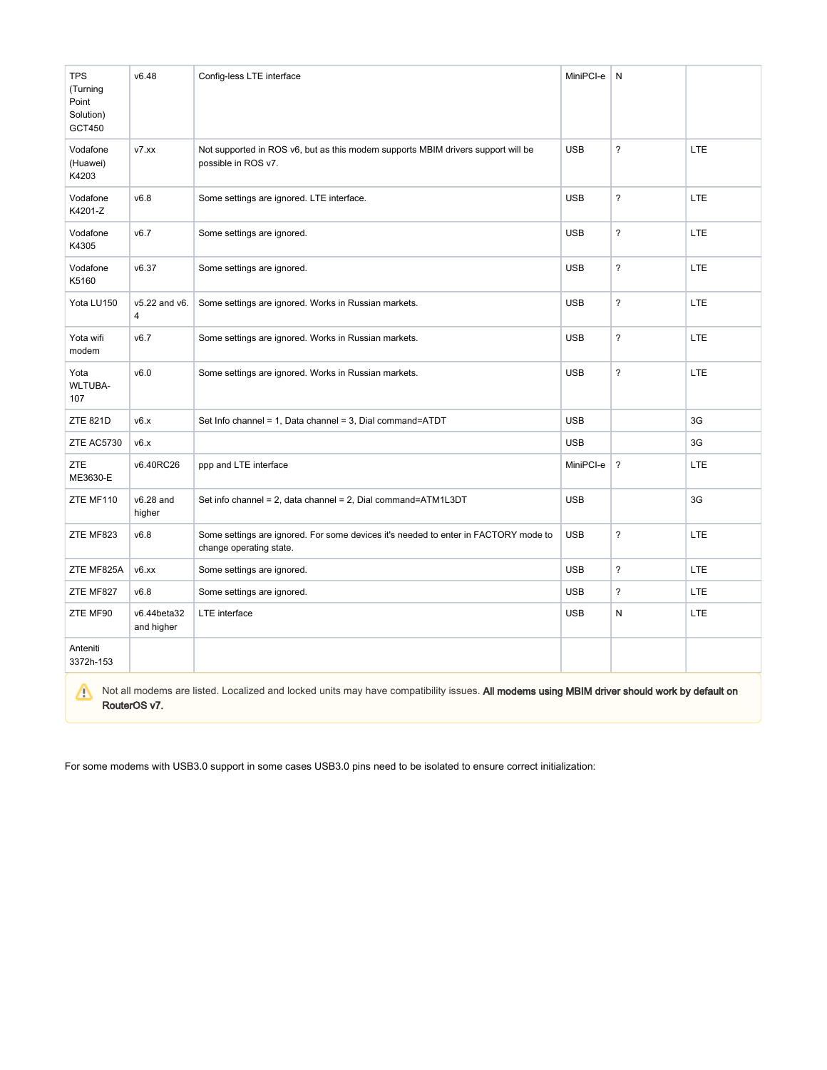| TPS (Turning Point Solution) GCT450 | v6.48 | Config-less LTE interface | MiniPCI-e | N | |
|---|---|---|---|---|---|
| Vodafone (Huawei) K4203 | v7.xx | Not supported in ROS v6, but as this modem supports MBIM drivers support will be possible in ROS v7. | USB | ? | LTE |
| Vodafone K4201-Z | v6.8 | Some settings are ignored. LTE interface. | USB | ? | LTE |
| Vodafone K4305 | v6.7 | Some settings are ignored. | USB | ? | LTE |
| Vodafone K5160 | v6.37 | Some settings are ignored. | USB | ? | LTE |
| Yota LU150 | v5.22 and v6.4 | Some settings are ignored. Works in Russian markets. | USB | ? | LTE |
| Yota wifi modem | v6.7 | Some settings are ignored. Works in Russian markets. | USB | ? | LTE |
| Yota WLTUBA-107 | v6.0 | Some settings are ignored. Works in Russian markets. | USB | ? | LTE |
| ZTE 821D | v6.x | Set Info channel = 1, Data channel = 3, Dial command=ATDT | USB | | 3G |
| ZTE AC5730 | v6.x | | USB | | 3G |
| ZTE ME3630-E | v6.40RC26 | ppp and LTE interface | MiniPCI-e | ? | LTE |
| ZTE MF110 | v6.28 and higher | Set info channel = 2, data channel = 2, Dial command=ATM1L3DT | USB | | 3G |
| ZTE MF823 | v6.8 | Some settings are ignored. For some devices it's needed to enter in FACTORY mode to change operating state. | USB | ? | LTE |
| ZTE MF825A | v6.xx | Some settings are ignored. | USB | ? | LTE |
| ZTE MF827 | v6.8 | Some settings are ignored. | USB | ? | LTE |
| ZTE MF90 | v6.44beta32 and higher | LTE interface | USB | N | LTE |
| Anteniti 3372h-153 | | | | | |

Not all modems are listed. Localized and locked units may have compatibility issues. **All modems using MBIM driver should work by default on RouterOS v7.**

For some modems with USB3.0 support in some cases USB3.0 pins need to be isolated to ensure correct initialization: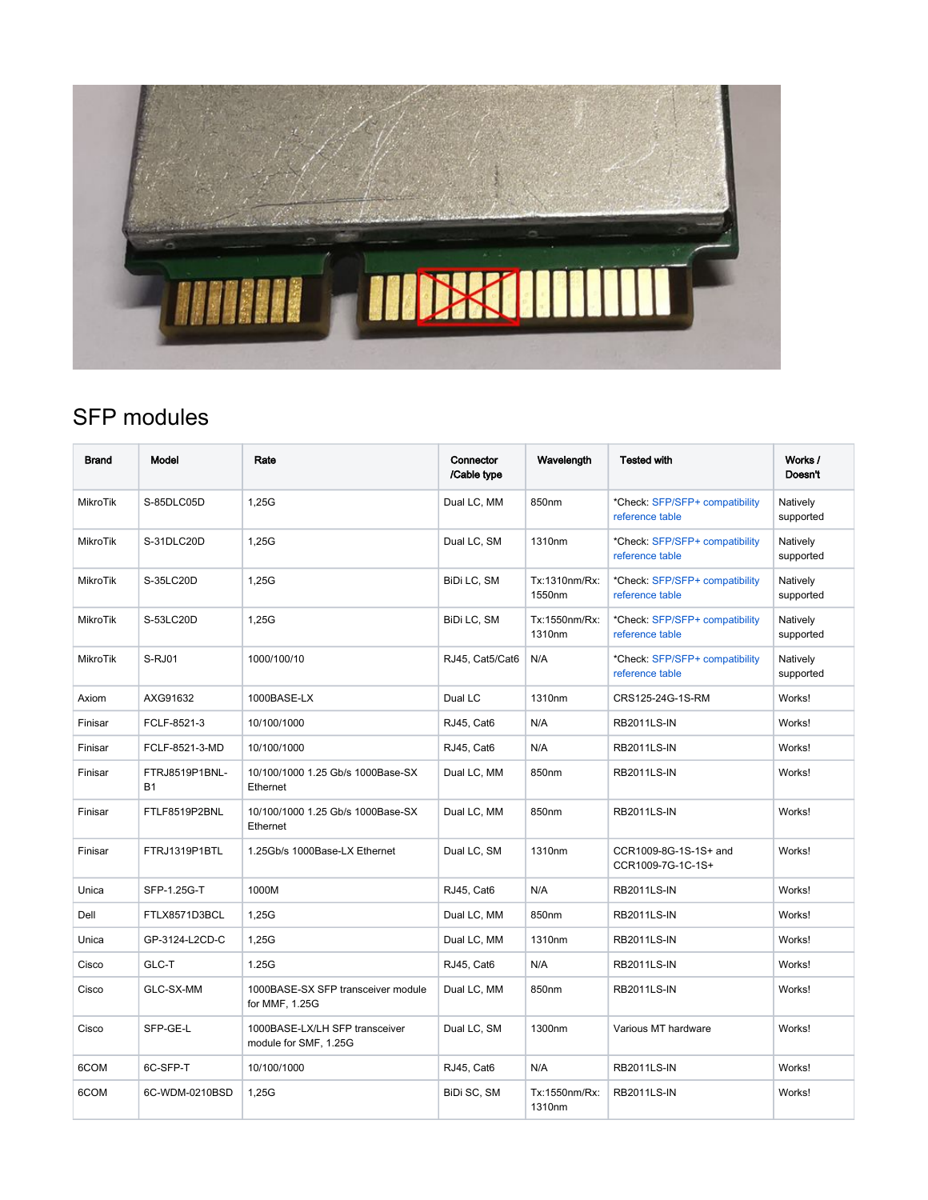## SFP modules

| Brand | Model | Rate | Connector /Cable type | Wavelength | Tested with | Works / Doesn't |
|---|---|---|---|---|---|---|
| MikroTik | S-85DLC05D | 1,25G | Dual LC, MM | 850nm | *Check: SFP/SFP+ compatibility reference table | Natively supported |
| MikroTik | S-31DLC20D | 1,25G | Dual LC, SM | 1310nm | *Check: SFP/SFP+ compatibility reference table | Natively supported |
| MikroTik | S-35LC20D | 1,25G | BiDi LC, SM | Tx:1310nm/Rx: 1550nm | *Check: SFP/SFP+ compatibility reference table | Natively supported |
| MikroTik | S-53LC20D | 1,25G | BiDi LC, SM | Tx:1550nm/Rx: 1310nm | *Check: SFP/SFP+ compatibility reference table | Natively supported |
| MikroTik | S-RJ01 | 1000/100/10 | RJ45, Cat5/Cat6 | N/A | *Check: SFP/SFP+ compatibility reference table | Natively supported |
| Axiom | AXG91632 | 1000BASE-LX | Dual LC | 1310nm | CRS125-24G-1S-RM | Works! |
| Finisar | FCLF-8521-3 | 10/100/1000 | RJ45, Cat6 | N/A | RB2011LS-IN | Works! |
| Finisar | FCLF-8521-3-MD | 10/100/1000 | RJ45, Cat6 | N/A | RB2011LS-IN | Works! |
| Finisar | FTRJ8519P1BNL-B1 | 10/100/1000 1.25 Gb/s 1000Base-SX Ethernet | Dual LC, MM | 850nm | RB2011LS-IN | Works! |
| Finisar | FTLF8519P2BNL | 10/100/1000 1.25 Gb/s 1000Base-SX Ethernet | Dual LC, MM | 850nm | RB2011LS-IN | Works! |
| Finisar | FTRJ1319P1BTL | 1.25Gb/s 1000Base-LX Ethernet | Dual LC, SM | 1310nm | CCR1009-8G-1S-1S+ and CCR1009-7G-1C-1S+ | Works! |
| Unica | SFP-1.25G-T | 1000M | RJ45, Cat6 | N/A | RB2011LS-IN | Works! |
| Dell | FTLX8571D3BCL | 1,25G | Dual LC, MM | 850nm | RB2011LS-IN | Works! |
| Unica | GP-3124-L2CD-C | 1,25G | Dual LC, MM | 1310nm | RB2011LS-IN | Works! |
| Cisco | GLC-T | 1.25G | RJ45, Cat6 | N/A | RB2011LS-IN | Works! |
| Cisco | GLC-SX-MM | 1000BASE-SX SFP transceiver module for MMF, 1.25G | Dual LC, MM | 850nm | RB2011LS-IN | Works! |
| Cisco | SFP-GE-L | 1000BASE-LX/LH SFP transceiver module for SMF, 1.25G | Dual LC, SM | 1300nm | Various MT hardware | Works! |
| 6COM | 6C-SFP-T | 10/100/1000 | RJ45, Cat6 | N/A | RB2011LS-IN | Works! |
| 6COM | 6C-WDM-0210BSD | 1,25G | BiDi SC, SM | Tx:1550nm/Rx: 1310nm | RB2011LS-IN | Works! |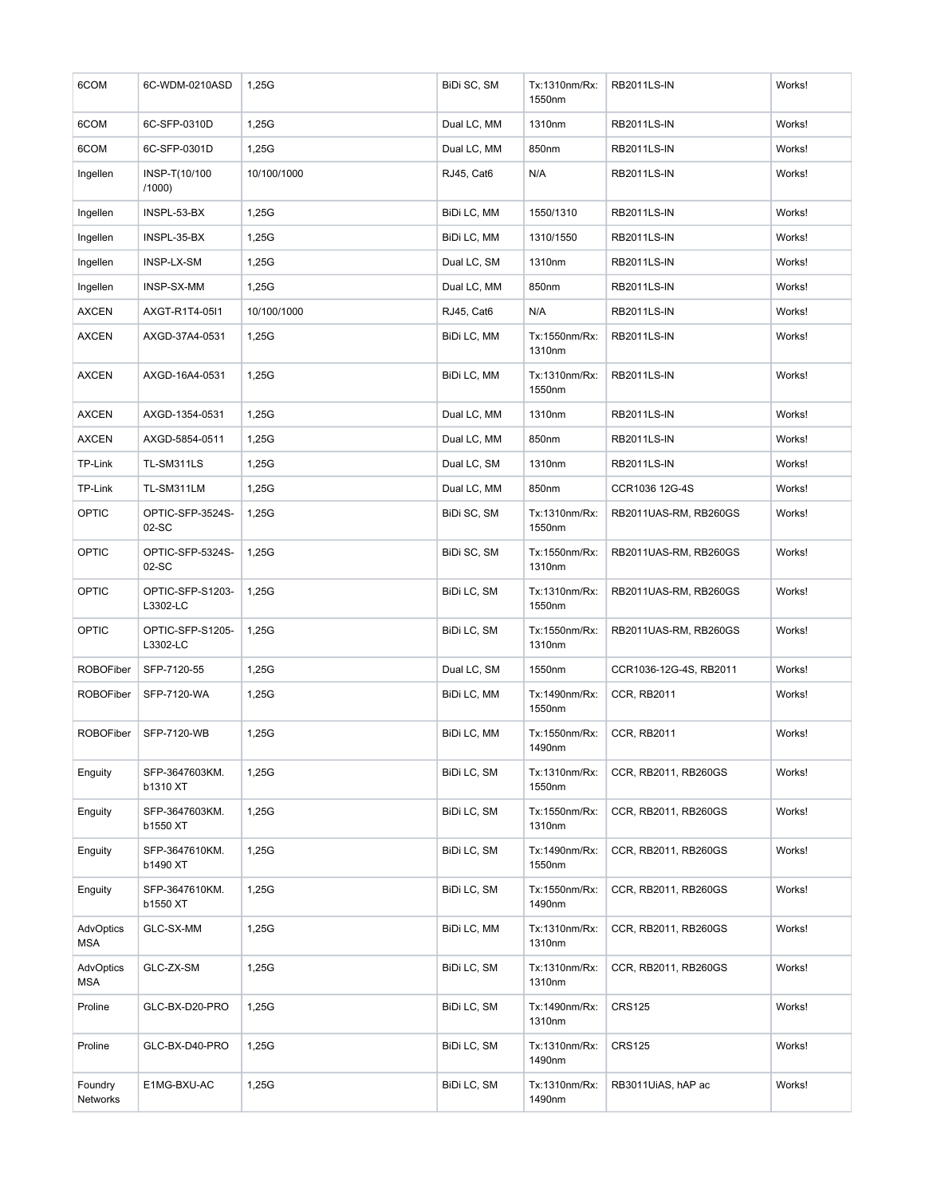| 6COM | 6C-WDM-0210ASD | 1,25G | BiDi SC, SM | Tx:1310nm/Rx: 1550nm | RB2011LS-IN | Works! |
|---|---|---|---|---|---|---|
| 6COM | 6C-SFP-0310D | 1,25G | Dual LC, MM | 1310nm | RB2011LS-IN | Works! |
| 6COM | 6C-SFP-0301D | 1,25G | Dual LC, MM | 850nm | RB2011LS-IN | Works! |
| Ingellen | INSP-T(10/100 /1000) | 10/100/1000 | RJ45, Cat6 | N/A | RB2011LS-IN | Works! |
| Ingellen | INSPL-53-BX | 1,25G | BiDi LC, MM | 1550/1310 | RB2011LS-IN | Works! |
| Ingellen | INSPL-35-BX | 1,25G | BiDi LC, MM | 1310/1550 | RB2011LS-IN | Works! |
| Ingellen | INSP-LX-SM | 1,25G | Dual LC, SM | 1310nm | RB2011LS-IN | Works! |
| Ingellen | INSP-SX-MM | 1,25G | Dual LC, MM | 850nm | RB2011LS-IN | Works! |
| AXCEN | AXGT-R1T4-05I1 | 10/100/1000 | RJ45, Cat6 | N/A | RB2011LS-IN | Works! |
| AXCEN | AXGD-37A4-0531 | 1,25G | BiDi LC, MM | Tx:1550nm/Rx: 1310nm | RB2011LS-IN | Works! |
| AXCEN | AXGD-16A4-0531 | 1,25G | BiDi LC, MM | Tx:1310nm/Rx: 1550nm | RB2011LS-IN | Works! |
| AXCEN | AXGD-1354-0531 | 1,25G | Dual LC, MM | 1310nm | RB2011LS-IN | Works! |
| AXCEN | AXGD-5854-0511 | 1,25G | Dual LC, MM | 850nm | RB2011LS-IN | Works! |
| TP-Link | TL-SM311LS | 1,25G | Dual LC, SM | 1310nm | RB2011LS-IN | Works! |
| TP-Link | TL-SM311LM | 1,25G | Dual LC, MM | 850nm | CCR1036 12G-4S | Works! |
| OPTIC | OPTIC-SFP-3524S-02-SC | 1,25G | BiDi SC, SM | Tx:1310nm/Rx: 1550nm | RB2011UAS-RM, RB260GS | Works! |
| OPTIC | OPTIC-SFP-5324S-02-SC | 1,25G | BiDi SC, SM | Tx:1550nm/Rx: 1310nm | RB2011UAS-RM, RB260GS | Works! |
| OPTIC | OPTIC-SFP-S1203-L3302-LC | 1,25G | BiDi LC, SM | Tx:1310nm/Rx: 1550nm | RB2011UAS-RM, RB260GS | Works! |
| OPTIC | OPTIC-SFP-S1205-L3302-LC | 1,25G | BiDi LC, SM | Tx:1550nm/Rx: 1310nm | RB2011UAS-RM, RB260GS | Works! |
| ROBOFiber | SFP-7120-55 | 1,25G | Dual LC, SM | 1550nm | CCR1036-12G-4S, RB2011 | Works! |
| ROBOFiber | SFP-7120-WA | 1,25G | BiDi LC, MM | Tx:1490nm/Rx: 1550nm | CCR, RB2011 | Works! |
| ROBOFiber | SFP-7120-WB | 1,25G | BiDi LC, MM | Tx:1550nm/Rx: 1490nm | CCR, RB2011 | Works! |
| Enguity | SFP-3647603KM. b1310 XT | 1,25G | BiDi LC, SM | Tx:1310nm/Rx: 1550nm | CCR, RB2011, RB260GS | Works! |
| Enguity | SFP-3647603KM. b1550 XT | 1,25G | BiDi LC, SM | Tx:1550nm/Rx: 1310nm | CCR, RB2011, RB260GS | Works! |
| Enguity | SFP-3647610KM. b1490 XT | 1,25G | BiDi LC, SM | Tx:1490nm/Rx: 1550nm | CCR, RB2011, RB260GS | Works! |
| Enguity | SFP-3647610KM. b1550 XT | 1,25G | BiDi LC, SM | Tx:1550nm/Rx: 1490nm | CCR, RB2011, RB260GS | Works! |
| AdvOptics MSA | GLC-SX-MM | 1,25G | BiDi LC, MM | Tx:1310nm/Rx: 1310nm | CCR, RB2011, RB260GS | Works! |
| AdvOptics MSA | GLC-ZX-SM | 1,25G | BiDi LC, SM | Tx:1310nm/Rx: 1310nm | CCR, RB2011, RB260GS | Works! |
| Proline | GLC-BX-D20-PRO | 1,25G | BiDi LC, SM | Tx:1490nm/Rx: 1310nm | CRS125 | Works! |
| Proline | GLC-BX-D40-PRO | 1,25G | BiDi LC, SM | Tx:1310nm/Rx: 1490nm | CRS125 | Works! |
| Foundry Networks | E1MG-BXU-AC | 1,25G | BiDi LC, SM | Tx:1310nm/Rx: 1490nm | RB3011UiAS, hAP ac | Works! |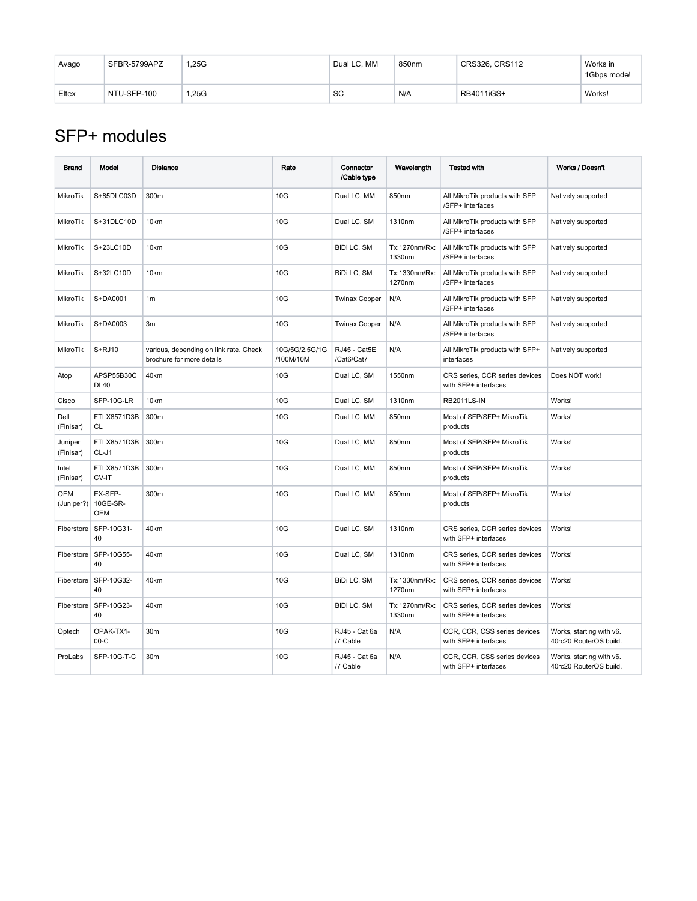| | | | | | | |
|---|---|---|---|---|---|---|
| Avago | SFBR-5799APZ | 1,25G | Dual LC, MM | 850nm | CRS326, CRS112 | Works in 1Gbps mode! |
| Eltex | NTU-SFP-100 | 1,25G | SC | N/A | RB4011iGS+ | Works! |

## SFP+ modules

| Brand | Model | Distance | Rate | Connector /Cable type | Wavelength | Tested with | Works / Doesn't |
|---|---|---|---|---|---|---|---|
| MikroTik | S+85DLC03D | 300m | 10G | Dual LC, MM | 850nm | All MikroTik products with SFP /SFP+ interfaces | Natively supported |
| MikroTik | S+31DLC10D | 10km | 10G | Dual LC, SM | 1310nm | All MikroTik products with SFP /SFP+ interfaces | Natively supported |
| MikroTik | S+23LC10D | 10km | 10G | BiDi LC, SM | Tx:1270nm/Rx: 1330nm | All MikroTik products with SFP /SFP+ interfaces | Natively supported |
| MikroTik | S+32LC10D | 10km | 10G | BiDi LC, SM | Tx:1330nm/Rx: 1270nm | All MikroTik products with SFP /SFP+ interfaces | Natively supported |
| MikroTik | S+DA0001 | 1m | 10G | Twinax Copper | N/A | All MikroTik products with SFP /SFP+ interfaces | Natively supported |
| MikroTik | S+DA0003 | 3m | 10G | Twinax Copper | N/A | All MikroTik products with SFP /SFP+ interfaces | Natively supported |
| MikroTik | S+RJ10 | various, depending on link rate. Check brochure for more details | 10G/5G/2.5G/1G /100M/10M | RJ45 - Cat5E /Cat6/Cat7 | N/A | All MikroTik products with SFP+ interfaces | Natively supported |
| Atop | APSP55B30C DL40 | 40km | 10G | Dual LC, SM | 1550nm | CRS series, CCR series devices with SFP+ interfaces | Does NOT work! |
| Cisco | SFP-10G-LR | 10km | 10G | Dual LC, SM | 1310nm | RB2011LS-IN | Works! |
| Dell (Finisar) | FTLX8571D3B CL | 300m | 10G | Dual LC, MM | 850nm | Most of SFP/SFP+ MikroTik products | Works! |
| Juniper (Finisar) | FTLX8571D3B CL-J1 | 300m | 10G | Dual LC, MM | 850nm | Most of SFP/SFP+ MikroTik products | Works! |
| Intel (Finisar) | FTLX8571D3B CV-IT | 300m | 10G | Dual LC, MM | 850nm | Most of SFP/SFP+ MikroTik products | Works! |
| OEM (Juniper?) | EX-SFP-10GE-SR-OEM | 300m | 10G | Dual LC, MM | 850nm | Most of SFP/SFP+ MikroTik products | Works! |
| Fiberstore | SFP-10G31-40 | 40km | 10G | Dual LC, SM | 1310nm | CRS series, CCR series devices with SFP+ interfaces | Works! |
| Fiberstore | SFP-10G55-40 | 40km | 10G | Dual LC, SM | 1310nm | CRS series, CCR series devices with SFP+ interfaces | Works! |
| Fiberstore | SFP-10G32-40 | 40km | 10G | BiDi LC, SM | Tx:1330nm/Rx: 1270nm | CRS series, CCR series devices with SFP+ interfaces | Works! |
| Fiberstore | SFP-10G23-40 | 40km | 10G | BiDi LC, SM | Tx:1270nm/Rx: 1330nm | CRS series, CCR series devices with SFP+ interfaces | Works! |
| Optech | OPAK-TX1-00-C | 30m | 10G | RJ45 - Cat 6a /7 Cable | N/A | CCR, CCR, CSS series devices with SFP+ interfaces | Works, starting with v6. 40rc20 RouterOS build. |
| ProLabs | SFP-10G-T-C | 30m | 10G | RJ45 - Cat 6a /7 Cable | N/A | CCR, CCR, CSS series devices with SFP+ interfaces | Works, starting with v6. 40rc20 RouterOS build. |